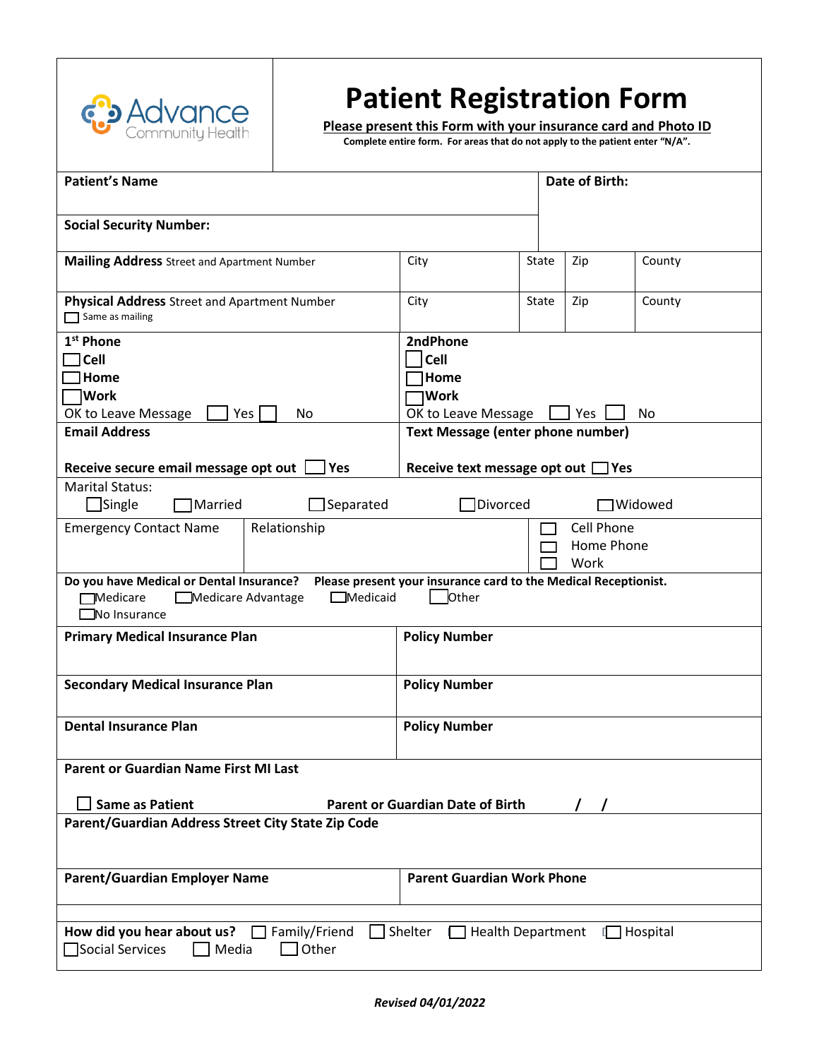Advance Community Health

# Patient Registration Form

**Please present this Form with your insurance card and Photo ID**

**Complete entire form. For areas that do not apply to the patient enter "N/A".**

| **Patient's Name** | **Date of Birth:** |
|---|---|
| **Social Security Number:** | |

| **Mailing Address** Street and Apartment Number | City | State | Zip | County |
|---|---|---|---|---|
| **Physical Address** Street and Apartment Number<br>☐ Same as mailing | City | State | Zip | County |

| **1st Phone** | **2ndPhone** |
|---|---|
| ☐ **Cell**<br>☐ **Home**<br>☐ **Work**<br>OK to Leave Message ☐ Yes ☐ No | ☐ **Cell**<br>☐ **Home**<br>☐ **Work**<br>OK to Leave Message ☐ Yes ☐ No |
| **Email Address**<br><br>**Receive secure email message opt out** ☐ **Yes** | **Text Message (enter phone number)**<br><br>**Receive text message opt out** ☐ **Yes** |

Marital Status:
☐ Single ☐ Married ☐ Separated ☐ Divorced ☐ Widowed

| Emergency Contact Name | Relationship | ☐ Cell Phone<br>☐ Home Phone<br>☐ Work |
|---|---|---|

**Do you have Medical or Dental Insurance? Please present your insurance card to the Medical Receptionist.**
☐ Medicare ☐ Medicare Advantage ☐ Medicaid ☐ Other
☐ No Insurance

| **Primary Medical Insurance Plan** | **Policy Number** |
|---|---|
| **Secondary Medical Insurance Plan** | **Policy Number** |
| **Dental Insurance Plan** | **Policy Number** |

**Parent or Guardian Name First MI Last**

☐ **Same as Patient** **Parent or Guardian Date of Birth** / /

**Parent/Guardian Address Street City State Zip Code**

| **Parent/Guardian Employer Name** | **Parent Guardian Work Phone** |
|---|---|

**How did you hear about us?** ☐ Family/Friend ☐ Shelter ☐ Health Department ☐ Hospital
☐ Social Services ☐ Media ☐ Other

***Revised 04/01/2022***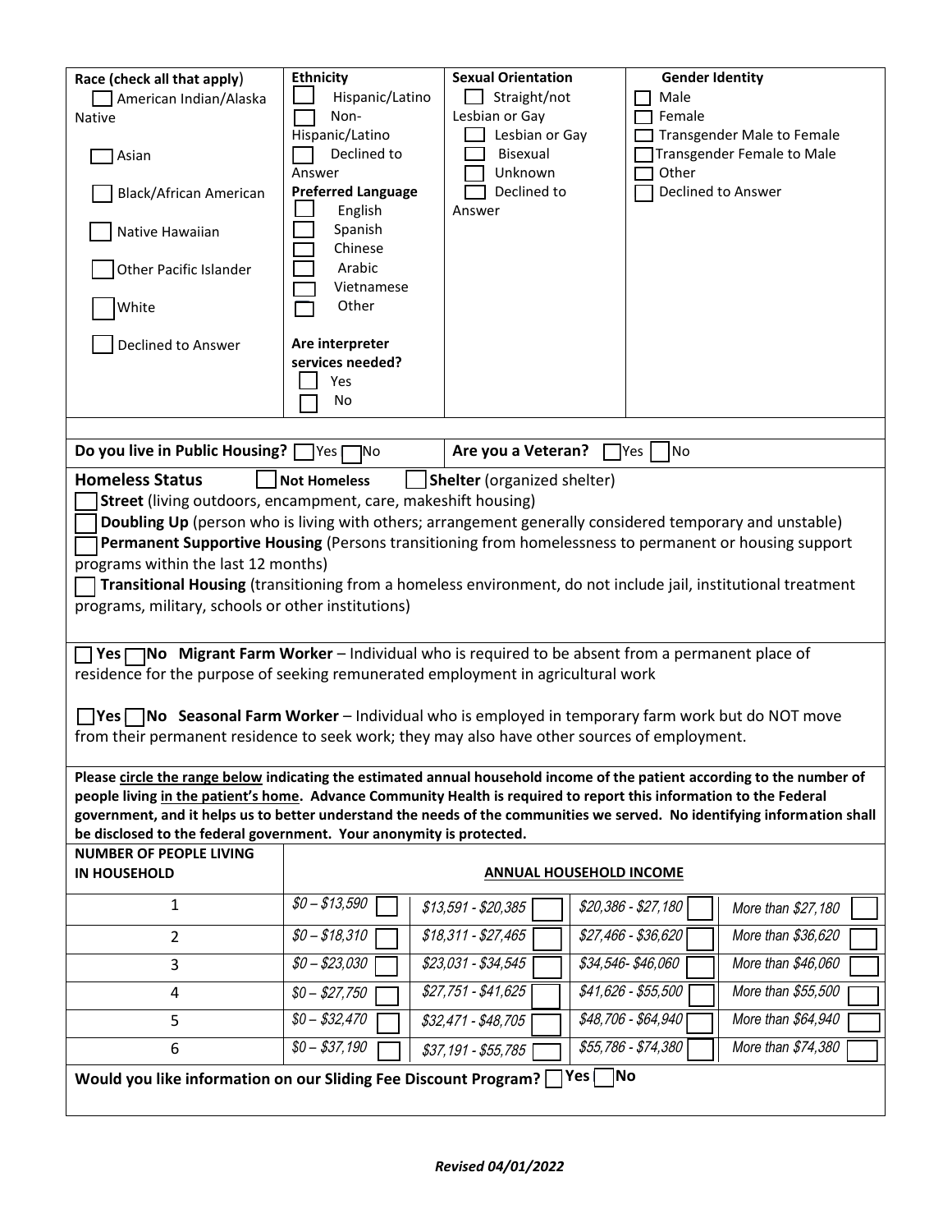| Race (check all that apply) | Ethnicity | Sexual Orientation | Gender Identity |
|---|---|---|---|
| ☐ American Indian/Alaska Native | ☐ Hispanic/Latino | ☐ Straight/not Lesbian or Gay | ☐ Male |
| ☐ Asian | ☐ Non-Hispanic/Latino | ☐ Lesbian or Gay | ☐ Female |
| ☐ Black/African American | ☐ Declined to Answer | ☐ Bisexual | ☐ Transgender Male to Female |
| ☐ Native Hawaiian | **Preferred Language** | ☐ Unknown | ☐ Transgender Female to Male |
| ☐ Other Pacific Islander | ☐ English | ☐ Declined to Answer | ☐ Other |
| ☐ White | ☐ Spanish | | ☐ Declined to Answer |
| ☐ Declined to Answer | ☐ Chinese | | |
| | ☐ Arabic | | |
| | ☐ Vietnamese | | |
| | ☐ Other | | |
| | **Are interpreter services needed?** | | |
| | ☐ Yes | | |
| | ☐ No | | |

**Do you live in Public Housing?** ☐ Yes ☐ No

**Are you a Veteran?** ☐ Yes ☐ No

**Homeless Status** ☐ **Not Homeless** ☐ **Shelter** (organized shelter)

☐ **Street** (living outdoors, encampment, care, makeshift housing)

☐ **Doubling Up** (person who is living with others; arrangement generally considered temporary and unstable)

☐ **Permanent Supportive Housing** (Persons transitioning from homelessness to permanent or housing support programs within the last 12 months)

☐ **Transitional Housing** (transitioning from a homeless environment, do not include jail, institutional treatment programs, military, schools or other institutions)

☐ **Yes** ☐ **No** **Migrant Farm Worker** – Individual who is required to be absent from a permanent place of residence for the purpose of seeking remunerated employment in agricultural work

☐ **Yes** ☐ **No** **Seasonal Farm Worker** – Individual who is employed in temporary farm work but do NOT move from their permanent residence to seek work; they may also have other sources of employment.

**Please circle the range below indicating the estimated annual household income of the patient according to the number of people living in the patient's home. Advance Community Health is required to report this information to the Federal government, and it helps us to better understand the needs of the communities we served. No identifying information shall be disclosed to the federal government. Your anonymity is protected.**

| NUMBER OF PEOPLE LIVING IN HOUSEHOLD | ANNUAL HOUSEHOLD INCOME | | | |
|---|---|---|---|---|
| 1 | *$0 – $13,590* ☐ | *$13,591 - $20,385* ☐ | *$20,386 - $27,180* ☐ | *More than $27,180* ☐ |
| 2 | *$0 – $18,310* ☐ | *$18,311 - $27,465* ☐ | *$27,466 - $36,620* ☐ | *More than $36,620* ☐ |
| 3 | *$0 – $23,030* ☐ | *$23,031 - $34,545* ☐ | *$34,546- $46,060* ☐ | *More than $46,060* ☐ |
| 4 | *$0 – $27,750* ☐ | *$27,751 - $41,625* ☐ | *$41,626 - $55,500* ☐ | *More than $55,500* ☐ |
| 5 | *$0 – $32,470* ☐ | *$32,471 - $48,705* ☐ | *$48,706 - $64,940* ☐ | *More than $64,940* ☐ |
| 6 | *$0 – $37,190* ☐ | *$37,191 - $55,785* ☐ | *$55,786 - $74,380* ☐ | *More than $74,380* ☐ |

**Would you like information on our Sliding Fee Discount Program?** ☐ **Yes** ☐ **No**

***Revised 04/01/2022***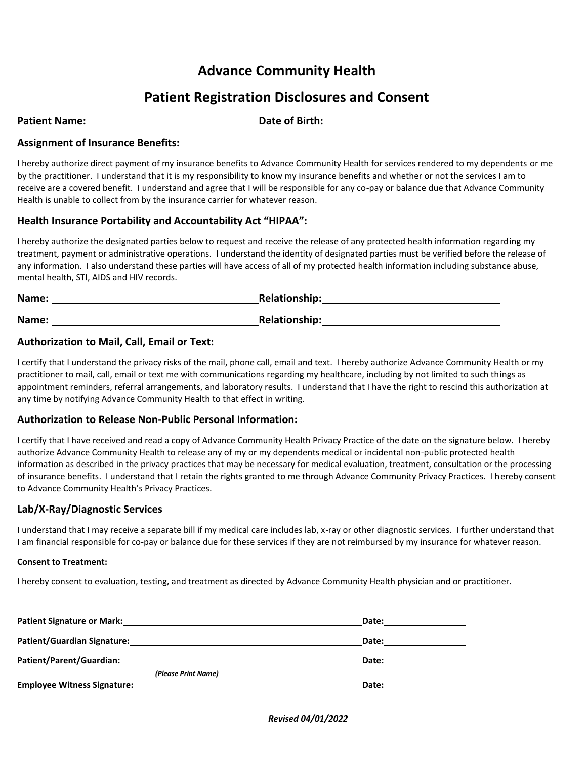# Advance Community Health

## Patient Registration Disclosures and Consent

**Patient Name:** **Date of Birth:**

### Assignment of Insurance Benefits:

I hereby authorize direct payment of my insurance benefits to Advance Community Health for services rendered to my dependents or me by the practitioner. I understand that it is my responsibility to know my insurance benefits and whether or not the services I am to receive are a covered benefit. I understand and agree that I will be responsible for any co-pay or balance due that Advance Community Health is unable to collect from by the insurance carrier for whatever reason.

### Health Insurance Portability and Accountability Act "HIPAA":

I hereby authorize the designated parties below to request and receive the release of any protected health information regarding my treatment, payment or administrative operations. I understand the identity of designated parties must be verified before the release of any information. I also understand these parties will have access of all of my protected health information including substance abuse, mental health, STI, AIDS and HIV records.

**Name:** ______________________________ **Relationship:** ______________________________

**Name:** ______________________________ **Relationship:** ______________________________

### Authorization to Mail, Call, Email or Text:

I certify that I understand the privacy risks of the mail, phone call, email and text. I hereby authorize Advance Community Health or my practitioner to mail, call, email or text me with communications regarding my healthcare, including by not limited to such things as appointment reminders, referral arrangements, and laboratory results. I understand that I have the right to rescind this authorization at any time by notifying Advance Community Health to that effect in writing.

### Authorization to Release Non-Public Personal Information:

I certify that I have received and read a copy of Advance Community Health Privacy Practice of the date on the signature below. I hereby authorize Advance Community Health to release any of my or my dependents medical or incidental non-public protected health information as described in the privacy practices that may be necessary for medical evaluation, treatment, consultation or the processing of insurance benefits. I understand that I retain the rights granted to me through Advance Community Privacy Practices. I hereby consent to Advance Community Health's Privacy Practices.

### Lab/X-Ray/Diagnostic Services

I understand that I may receive a separate bill if my medical care includes lab, x-ray or other diagnostic services. I further understand that I am financial responsible for co-pay or balance due for these services if they are not reimbursed by my insurance for whatever reason.

**Consent to Treatment:**

I hereby consent to evaluation, testing, and treatment as directed by Advance Community Health physician and or practitioner.

**Patient Signature or Mark:** ______________________________ **Date:** ____________

**Patient/Guardian Signature:** ______________________________ **Date:** ____________

**Patient/Parent/Guardian:** ______________________________ **Date:** ____________

***(Please Print Name)***

**Employee Witness Signature:** ______________________________ **Date:** ____________

***Revised 04/01/2022***